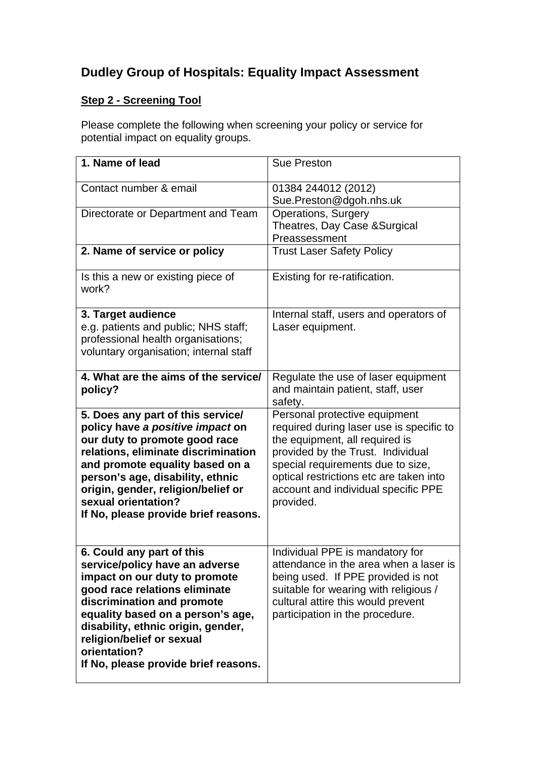# Dudley Group of Hospitals: Equality Impact Assessment

## Step 2 - Screening Tool

Please complete the following when screening your policy or service for potential impact on equality groups.

| **1. Name of lead** | Sue Preston |
|---|---|
| Contact number & email | 01384 244012 (2012)<br>Sue.Preston@dgoh.nhs.uk |
| Directorate or Department and Team | Operations, Surgery<br>Theatres, Day Case &Surgical Preassessment |
| **2. Name of service or policy** | Trust Laser Safety Policy |
| Is this a new or existing piece of work? | Existing for re-ratification. |
| **3. Target audience**<br>e.g. patients and public; NHS staff; professional health organisations; voluntary organisation; internal staff | Internal staff, users and operators of Laser equipment. |
| **4. What are the aims of the service/ policy?** | Regulate the use of laser equipment and maintain patient, staff, user safety. |
| **5. Does any part of this service/ policy have *a positive impact* on our duty to promote good race relations, eliminate discrimination and promote equality based on a person's age, disability, ethnic origin, gender, religion/belief or sexual orientation?**<br>**If No, please provide brief reasons.** | Personal protective equipment required during laser use is specific to the equipment, all required is provided by the Trust. Individual special requirements due to size, optical restrictions etc are taken into account and individual specific PPE provided. |
| **6. Could any part of this service/policy have an adverse impact on our duty to promote good race relations eliminate discrimination and promote equality based on a person's age, disability, ethnic origin, gender, religion/belief or sexual orientation?**<br>**If No, please provide brief reasons.** | Individual PPE is mandatory for attendance in the area when a laser is being used. If PPE provided is not suitable for wearing with religious / cultural attire this would prevent participation in the procedure. |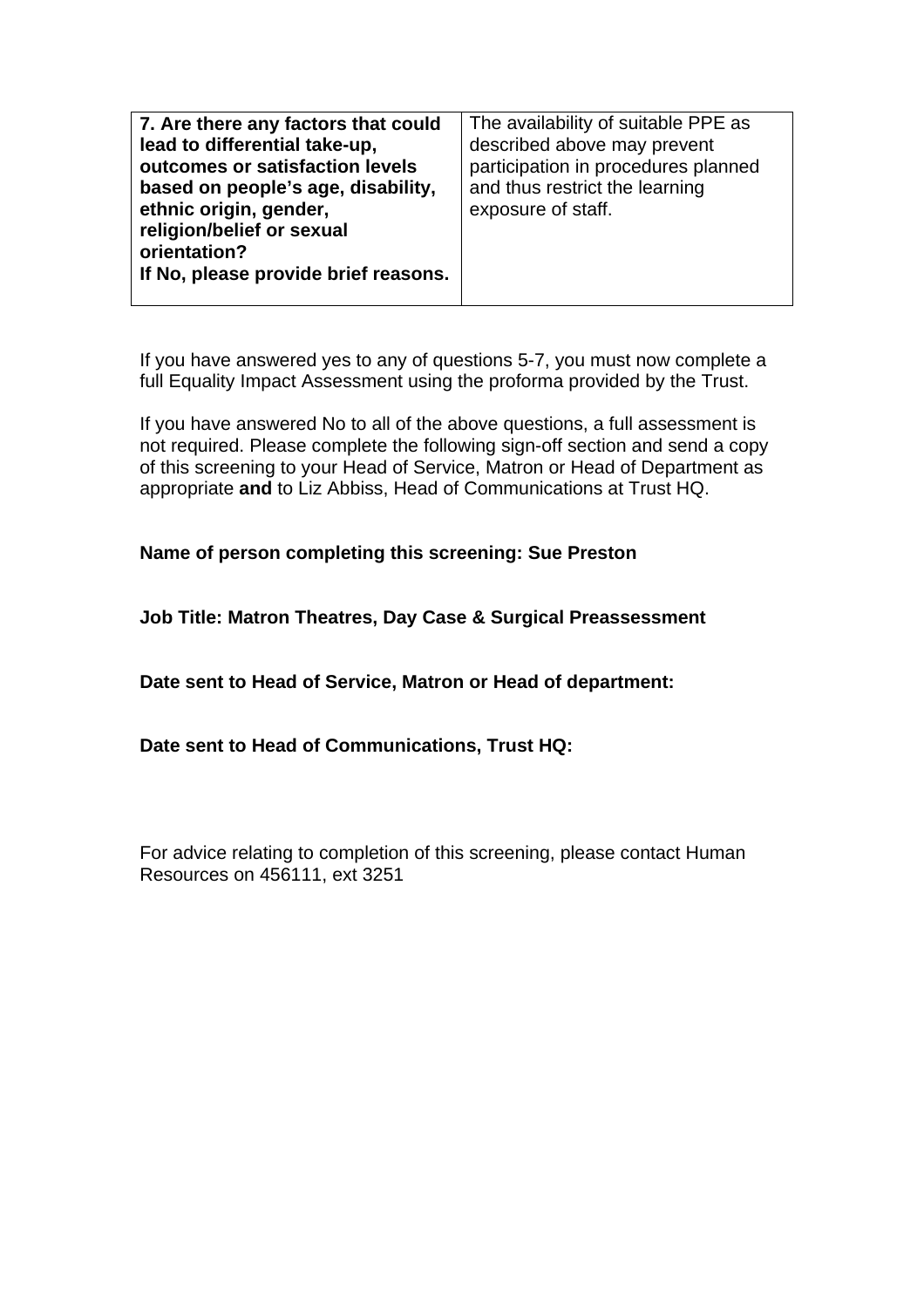| | |
|---|---|
| **7. Are there any factors that could lead to differential take-up, outcomes or satisfaction levels based on people's age, disability, ethnic origin, gender, religion/belief or sexual orientation?**<br>**If No, please provide brief reasons.** | The availability of suitable PPE as described above may prevent participation in procedures planned and thus restrict the learning exposure of staff. |

If you have answered yes to any of questions 5-7, you must now complete a full Equality Impact Assessment using the proforma provided by the Trust.

If you have answered No to all of the above questions, a full assessment is not required. Please complete the following sign-off section and send a copy of this screening to your Head of Service, Matron or Head of Department as appropriate **and** to Liz Abbiss, Head of Communications at Trust HQ.

**Name of person completing this screening: Sue Preston**

**Job Title: Matron Theatres, Day Case & Surgical Preassessment**

**Date sent to Head of Service, Matron or Head of department:**

**Date sent to Head of Communications, Trust HQ:**

For advice relating to completion of this screening, please contact Human Resources on 456111, ext 3251